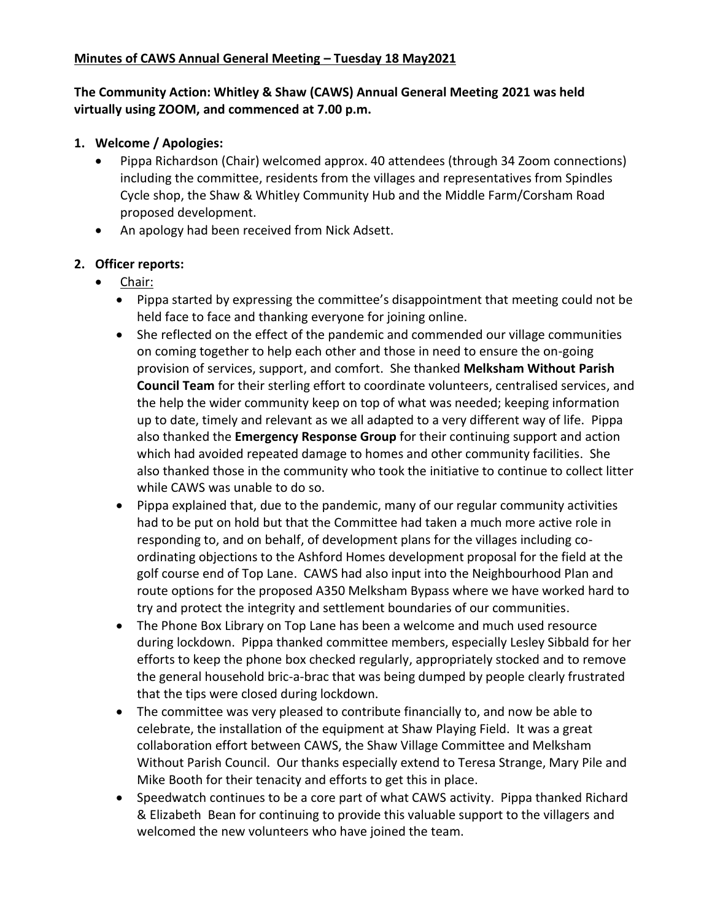**Minutes of CAWS Annual General Meeting – Tuesday 18 May2021**

**The Community Action: Whitley & Shaw (CAWS) Annual General Meeting 2021 was held virtually using ZOOM, and commenced at 7.00 p.m.**

1. **Welcome / Apologies:**
   - Pippa Richardson (Chair) welcomed approx. 40 attendees (through 34 Zoom connections) including the committee, residents from the villages and representatives from Spindles Cycle shop, the Shaw & Whitley Community Hub and the Middle Farm/Corsham Road proposed development.
   - An apology had been received from Nick Adsett.

2. **Officer reports:**
   - Chair:
     - Pippa started by expressing the committee's disappointment that meeting could not be held face to face and thanking everyone for joining online.
     - She reflected on the effect of the pandemic and commended our village communities on coming together to help each other and those in need to ensure the on-going provision of services, support, and comfort. She thanked **Melksham Without Parish Council Team** for their sterling effort to coordinate volunteers, centralised services, and the help the wider community keep on top of what was needed; keeping information up to date, timely and relevant as we all adapted to a very different way of life. Pippa also thanked the **Emergency Response Group** for their continuing support and action which had avoided repeated damage to homes and other community facilities. She also thanked those in the community who took the initiative to continue to collect litter while CAWS was unable to do so.
     - Pippa explained that, due to the pandemic, many of our regular community activities had to be put on hold but that the Committee had taken a much more active role in responding to, and on behalf, of development plans for the villages including co-ordinating objections to the Ashford Homes development proposal for the field at the golf course end of Top Lane. CAWS had also input into the Neighbourhood Plan and route options for the proposed A350 Melksham Bypass where we have worked hard to try and protect the integrity and settlement boundaries of our communities.
     - The Phone Box Library on Top Lane has been a welcome and much used resource during lockdown. Pippa thanked committee members, especially Lesley Sibbald for her efforts to keep the phone box checked regularly, appropriately stocked and to remove the general household bric-a-brac that was being dumped by people clearly frustrated that the tips were closed during lockdown.
     - The committee was very pleased to contribute financially to, and now be able to celebrate, the installation of the equipment at Shaw Playing Field. It was a great collaboration effort between CAWS, the Shaw Village Committee and Melksham Without Parish Council. Our thanks especially extend to Teresa Strange, Mary Pile and Mike Booth for their tenacity and efforts to get this in place.
     - Speedwatch continues to be a core part of what CAWS activity. Pippa thanked Richard & Elizabeth Bean for continuing to provide this valuable support to the villagers and welcomed the new volunteers who have joined the team.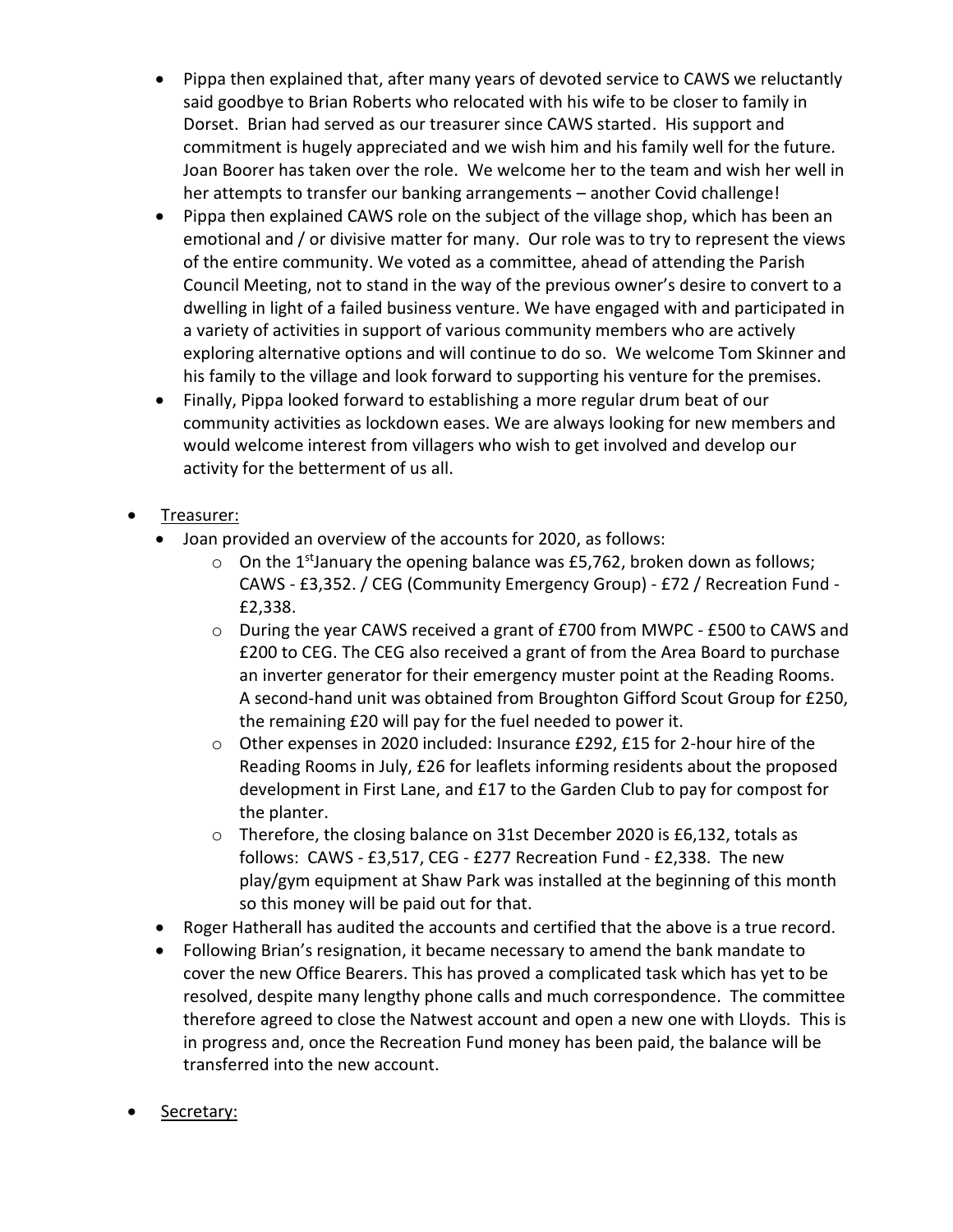- Pippa then explained that, after many years of devoted service to CAWS we reluctantly said goodbye to Brian Roberts who relocated with his wife to be closer to family in Dorset. Brian had served as our treasurer since CAWS started. His support and commitment is hugely appreciated and we wish him and his family well for the future. Joan Boorer has taken over the role. We welcome her to the team and wish her well in her attempts to transfer our banking arrangements – another Covid challenge!
- Pippa then explained CAWS role on the subject of the village shop, which has been an emotional and / or divisive matter for many. Our role was to try to represent the views of the entire community. We voted as a committee, ahead of attending the Parish Council Meeting, not to stand in the way of the previous owner's desire to convert to a dwelling in light of a failed business venture. We have engaged with and participated in a variety of activities in support of various community members who are actively exploring alternative options and will continue to do so. We welcome Tom Skinner and his family to the village and look forward to supporting his venture for the premises.
- Finally, Pippa looked forward to establishing a more regular drum beat of our community activities as lockdown eases. We are always looking for new members and would welcome interest from villagers who wish to get involved and develop our activity for the betterment of us all.

- Treasurer:
  - Joan provided an overview of the accounts for 2020, as follows:
    - On the 1st January the opening balance was £5,762, broken down as follows; CAWS - £3,352. / CEG (Community Emergency Group) - £72 / Recreation Fund - £2,338.
    - During the year CAWS received a grant of £700 from MWPC - £500 to CAWS and £200 to CEG. The CEG also received a grant of from the Area Board to purchase an inverter generator for their emergency muster point at the Reading Rooms. A second-hand unit was obtained from Broughton Gifford Scout Group for £250, the remaining £20 will pay for the fuel needed to power it.
    - Other expenses in 2020 included: Insurance £292, £15 for 2-hour hire of the Reading Rooms in July, £26 for leaflets informing residents about the proposed development in First Lane, and £17 to the Garden Club to pay for compost for the planter.
    - Therefore, the closing balance on 31st December 2020 is £6,132, totals as follows: CAWS - £3,517, CEG - £277 Recreation Fund - £2,338. The new play/gym equipment at Shaw Park was installed at the beginning of this month so this money will be paid out for that.
  - Roger Hatherall has audited the accounts and certified that the above is a true record.
  - Following Brian's resignation, it became necessary to amend the bank mandate to cover the new Office Bearers. This has proved a complicated task which has yet to be resolved, despite many lengthy phone calls and much correspondence. The committee therefore agreed to close the Natwest account and open a new one with Lloyds. This is in progress and, once the Recreation Fund money has been paid, the balance will be transferred into the new account.

- Secretary: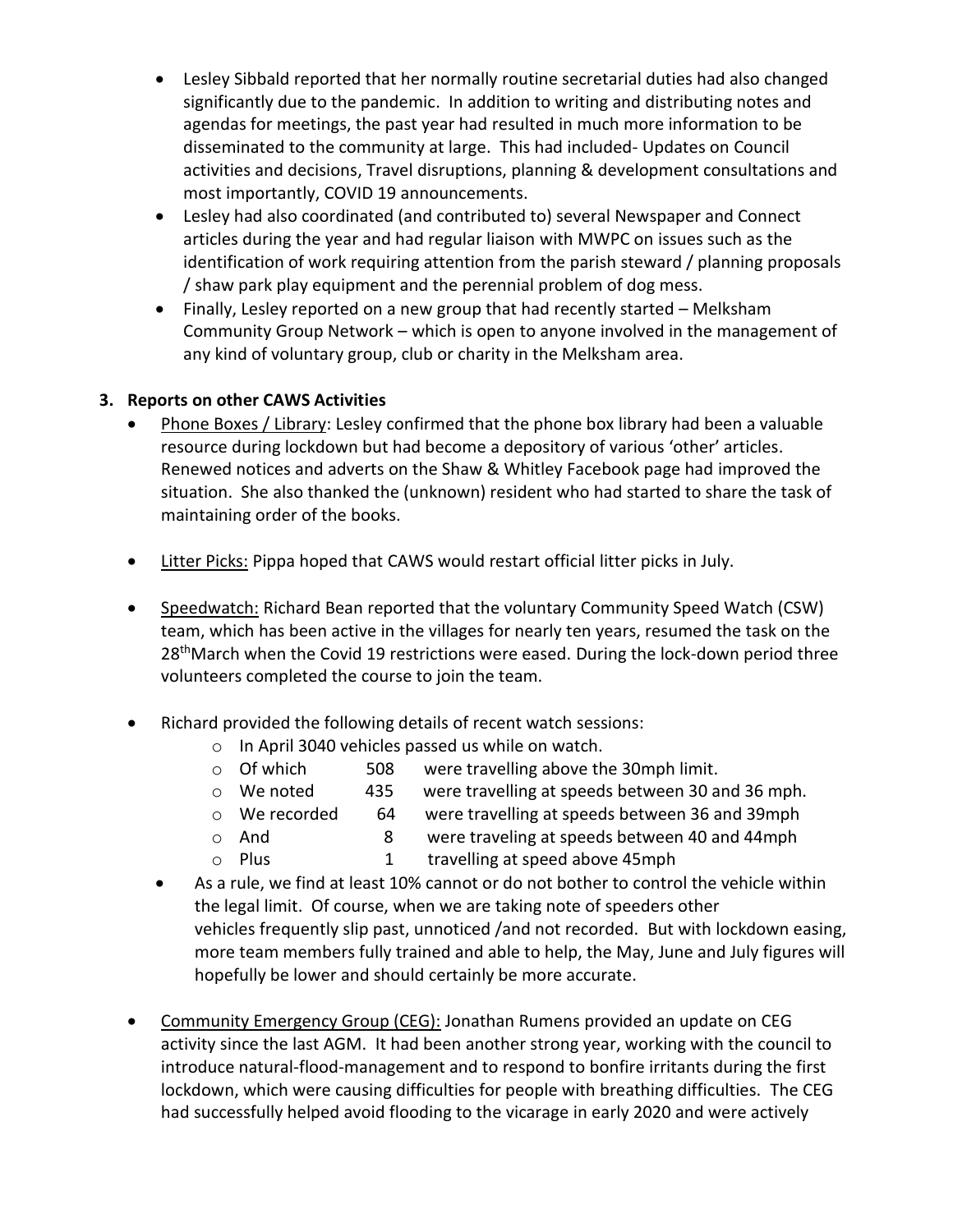- Lesley Sibbald reported that her normally routine secretarial duties had also changed significantly due to the pandemic. In addition to writing and distributing notes and agendas for meetings, the past year had resulted in much more information to be disseminated to the community at large. This had included- Updates on Council activities and decisions, Travel disruptions, planning & development consultations and most importantly, COVID 19 announcements.
- Lesley had also coordinated (and contributed to) several Newspaper and Connect articles during the year and had regular liaison with MWPC on issues such as the identification of work requiring attention from the parish steward / planning proposals / shaw park play equipment and the perennial problem of dog mess.
- Finally, Lesley reported on a new group that had recently started – Melksham Community Group Network – which is open to anyone involved in the management of any kind of voluntary group, club or charity in the Melksham area.

## 3. Reports on other CAWS Activities

- Phone Boxes / Library: Lesley confirmed that the phone box library had been a valuable resource during lockdown but had become a depository of various 'other' articles. Renewed notices and adverts on the Shaw & Whitley Facebook page had improved the situation. She also thanked the (unknown) resident who had started to share the task of maintaining order of the books.

- Litter Picks: Pippa hoped that CAWS would restart official litter picks in July.

- Speedwatch: Richard Bean reported that the voluntary Community Speed Watch (CSW) team, which has been active in the villages for nearly ten years, resumed the task on the 28thMarch when the Covid 19 restrictions were eased. During the lock-down period three volunteers completed the course to join the team.

- Richard provided the following details of recent watch sessions:
  - In April 3040 vehicles passed us while on watch.
  - Of which 508 were travelling above the 30mph limit.
  - We noted 435 were travelling at speeds between 30 and 36 mph.
  - We recorded 64 were travelling at speeds between 36 and 39mph
  - And 8 were traveling at speeds between 40 and 44mph
  - Plus 1 travelling at speed above 45mph
  - As a rule, we find at least 10% cannot or do not bother to control the vehicle within the legal limit. Of course, when we are taking note of speeders other vehicles frequently slip past, unnoticed /and not recorded. But with lockdown easing, more team members fully trained and able to help, the May, June and July figures will hopefully be lower and should certainly be more accurate.

- Community Emergency Group (CEG): Jonathan Rumens provided an update on CEG activity since the last AGM. It had been another strong year, working with the council to introduce natural-flood-management and to respond to bonfire irritants during the first lockdown, which were causing difficulties for people with breathing difficulties. The CEG had successfully helped avoid flooding to the vicarage in early 2020 and were actively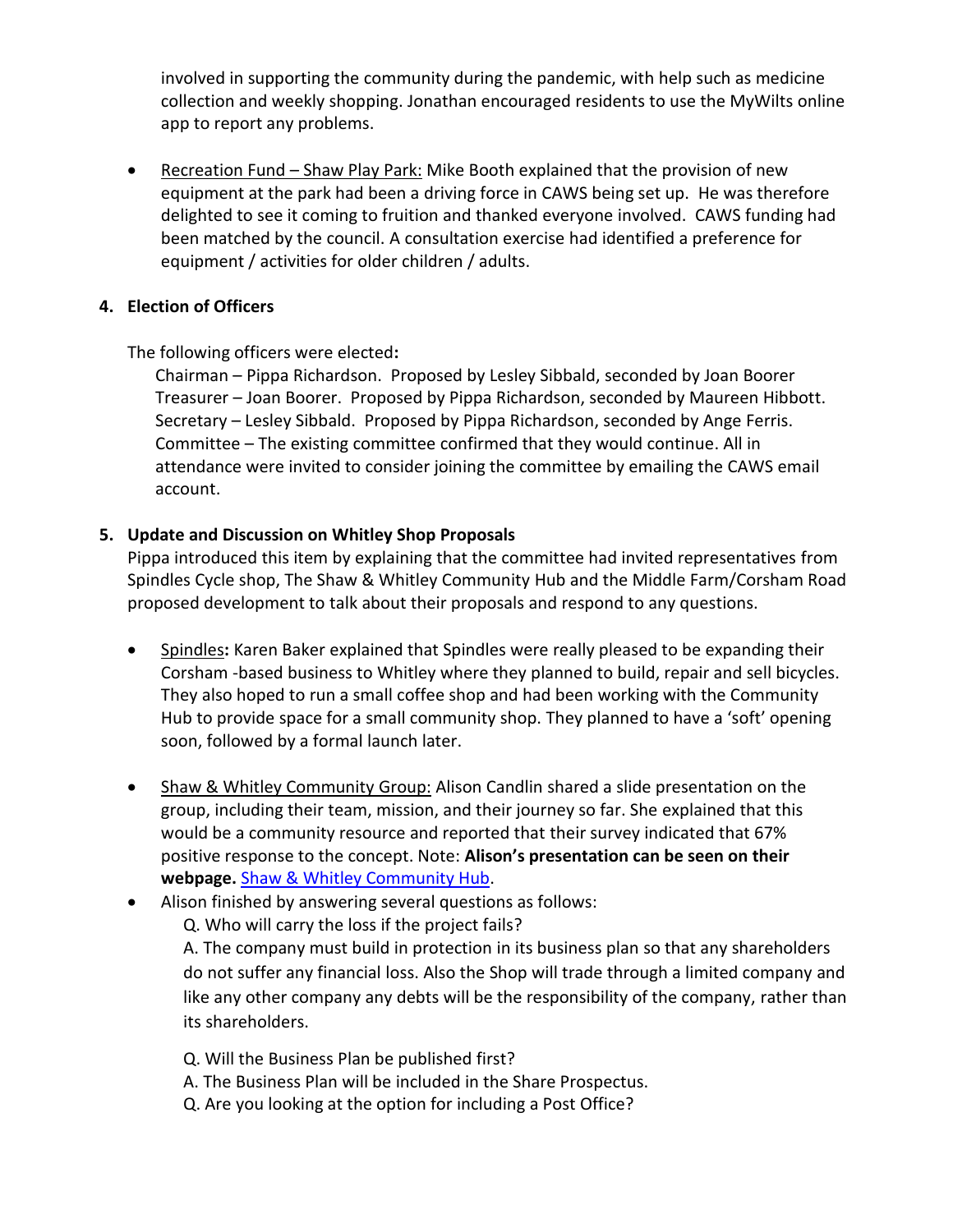involved in supporting the community during the pandemic, with help such as medicine collection and weekly shopping. Jonathan encouraged residents to use the MyWilts online app to report any problems.

- Recreation Fund – Shaw Play Park: Mike Booth explained that the provision of new equipment at the park had been a driving force in CAWS being set up. He was therefore delighted to see it coming to fruition and thanked everyone involved. CAWS funding had been matched by the council. A consultation exercise had identified a preference for equipment / activities for older children / adults.

**4. Election of Officers**

The following officers were elected**:**

Chairman – Pippa Richardson. Proposed by Lesley Sibbald, seconded by Joan Boorer
Treasurer – Joan Boorer. Proposed by Pippa Richardson, seconded by Maureen Hibbott.
Secretary – Lesley Sibbald. Proposed by Pippa Richardson, seconded by Ange Ferris.
Committee – The existing committee confirmed that they would continue. All in attendance were invited to consider joining the committee by emailing the CAWS email account.

**5. Update and Discussion on Whitley Shop Proposals**

Pippa introduced this item by explaining that the committee had invited representatives from Spindles Cycle shop, The Shaw & Whitley Community Hub and the Middle Farm/Corsham Road proposed development to talk about their proposals and respond to any questions.

- Spindles**:** Karen Baker explained that Spindles were really pleased to be expanding their Corsham -based business to Whitley where they planned to build, repair and sell bicycles. They also hoped to run a small coffee shop and had been working with the Community Hub to provide space for a small community shop. They planned to have a 'soft' opening soon, followed by a formal launch later.

- Shaw & Whitley Community Group: Alison Candlin shared a slide presentation on the group, including their team, mission, and their journey so far. She explained that this would be a community resource and reported that their survey indicated that 67% positive response to the concept. Note: **Alison's presentation can be seen on their webpage.** Shaw & Whitley Community Hub.
- Alison finished by answering several questions as follows:

  Q. Who will carry the loss if the project fails?

  A. The company must build in protection in its business plan so that any shareholders do not suffer any financial loss. Also the Shop will trade through a limited company and like any other company any debts will be the responsibility of the company, rather than its shareholders.

  Q. Will the Business Plan be published first?
  A. The Business Plan will be included in the Share Prospectus.
  Q. Are you looking at the option for including a Post Office?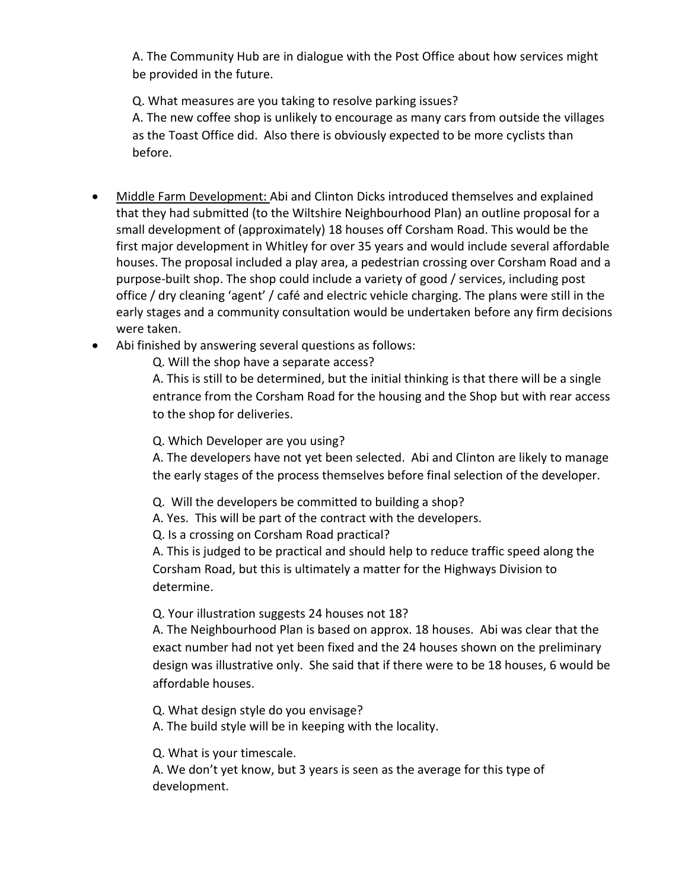A. The Community Hub are in dialogue with the Post Office about how services might be provided in the future.

Q. What measures are you taking to resolve parking issues?
A. The new coffee shop is unlikely to encourage as many cars from outside the villages as the Toast Office did. Also there is obviously expected to be more cyclists than before.

- Middle Farm Development: Abi and Clinton Dicks introduced themselves and explained that they had submitted (to the Wiltshire Neighbourhood Plan) an outline proposal for a small development of (approximately) 18 houses off Corsham Road. This would be the first major development in Whitley for over 35 years and would include several affordable houses. The proposal included a play area, a pedestrian crossing over Corsham Road and a purpose-built shop. The shop could include a variety of good / services, including post office / dry cleaning 'agent' / café and electric vehicle charging. The plans were still in the early stages and a community consultation would be undertaken before any firm decisions were taken.
- Abi finished by answering several questions as follows:

  Q. Will the shop have a separate access?
  A. This is still to be determined, but the initial thinking is that there will be a single entrance from the Corsham Road for the housing and the Shop but with rear access to the shop for deliveries.

  Q. Which Developer are you using?
  A. The developers have not yet been selected. Abi and Clinton are likely to manage the early stages of the process themselves before final selection of the developer.

  Q. Will the developers be committed to building a shop?
  A. Yes. This will be part of the contract with the developers.
  Q. Is a crossing on Corsham Road practical?
  A. This is judged to be practical and should help to reduce traffic speed along the Corsham Road, but this is ultimately a matter for the Highways Division to determine.

  Q. Your illustration suggests 24 houses not 18?
  A. The Neighbourhood Plan is based on approx. 18 houses. Abi was clear that the exact number had not yet been fixed and the 24 houses shown on the preliminary design was illustrative only. She said that if there were to be 18 houses, 6 would be affordable houses.

  Q. What design style do you envisage?
  A. The build style will be in keeping with the locality.

  Q. What is your timescale.
  A. We don't yet know, but 3 years is seen as the average for this type of development.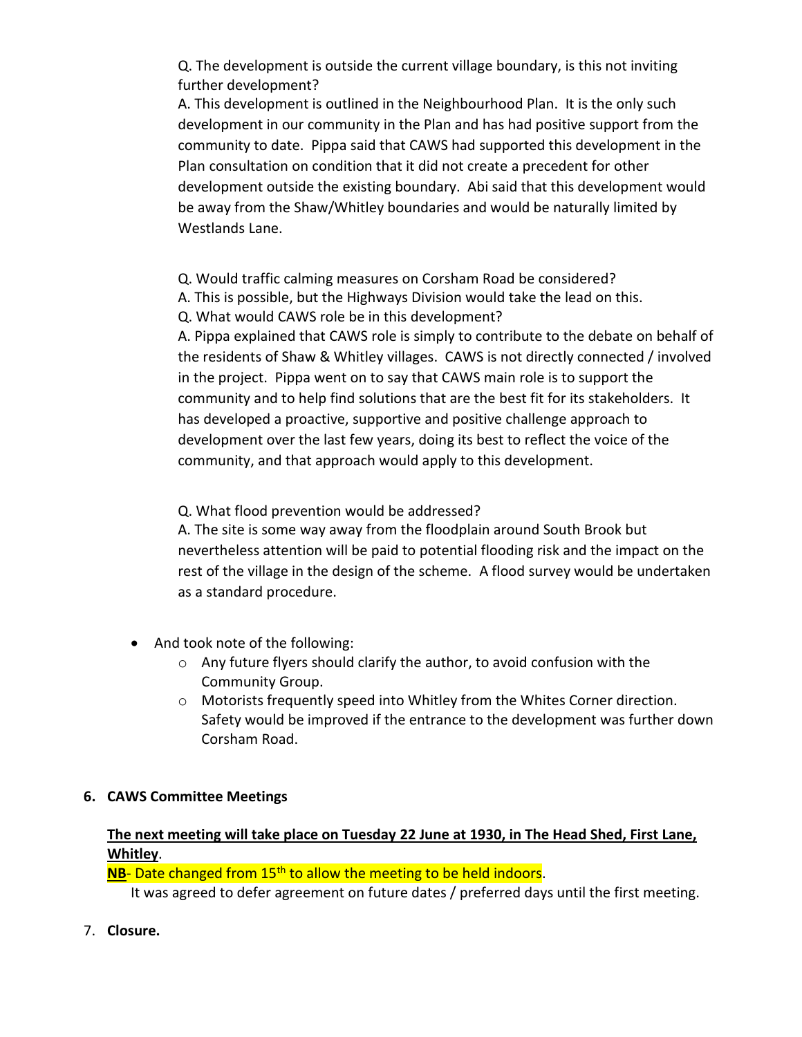Q. The development is outside the current village boundary, is this not inviting further development?
A. This development is outlined in the Neighbourhood Plan. It is the only such development in our community in the Plan and has had positive support from the community to date. Pippa said that CAWS had supported this development in the Plan consultation on condition that it did not create a precedent for other development outside the existing boundary. Abi said that this development would be away from the Shaw/Whitley boundaries and would be naturally limited by Westlands Lane.

Q. Would traffic calming measures on Corsham Road be considered?
A. This is possible, but the Highways Division would take the lead on this.
Q. What would CAWS role be in this development?
A. Pippa explained that CAWS role is simply to contribute to the debate on behalf of the residents of Shaw & Whitley villages. CAWS is not directly connected / involved in the project. Pippa went on to say that CAWS main role is to support the community and to help find solutions that are the best fit for its stakeholders. It has developed a proactive, supportive and positive challenge approach to development over the last few years, doing its best to reflect the voice of the community, and that approach would apply to this development.

Q. What flood prevention would be addressed?
A. The site is some way away from the floodplain around South Brook but nevertheless attention will be paid to potential flooding risk and the impact on the rest of the village in the design of the scheme. A flood survey would be undertaken as a standard procedure.

- And took note of the following:
  - Any future flyers should clarify the author, to avoid confusion with the Community Group.
  - Motorists frequently speed into Whitley from the Whites Corner direction. Safety would be improved if the entrance to the development was further down Corsham Road.

**6. CAWS Committee Meetings**

**The next meeting will take place on Tuesday 22 June at 1930, in The Head Shed, First Lane, Whitley.**

**NB**- Date changed from 15th to allow the meeting to be held indoors.

It was agreed to defer agreement on future dates / preferred days until the first meeting.

7. **Closure.**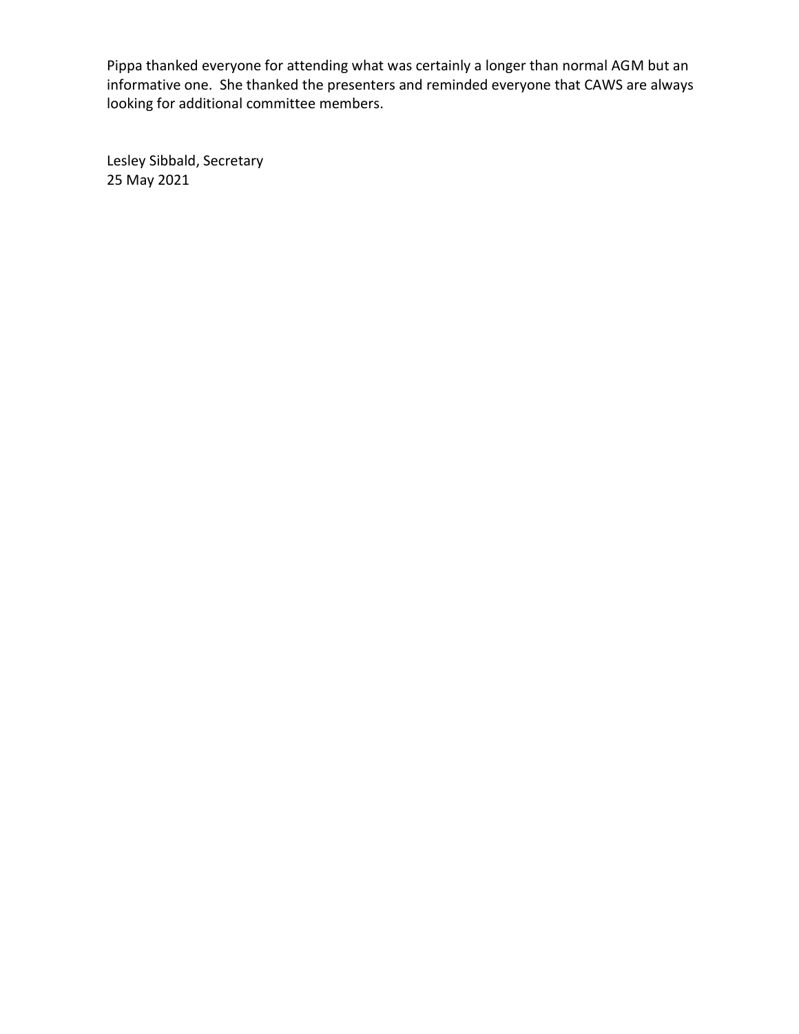Pippa thanked everyone for attending what was certainly a longer than normal AGM but an informative one. She thanked the presenters and reminded everyone that CAWS are always looking for additional committee members.

Lesley Sibbald, Secretary
25 May 2021